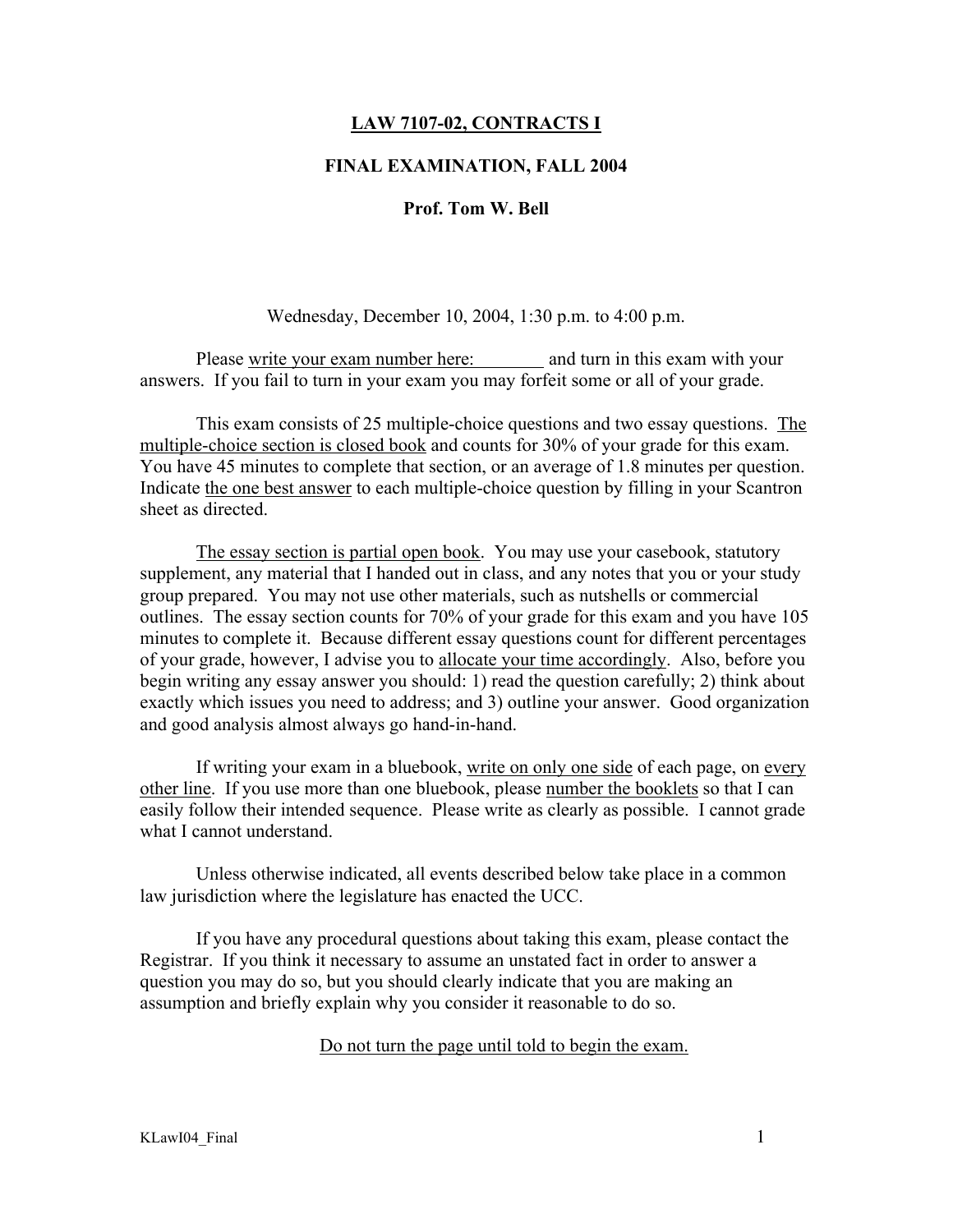**LAW 7107-02, CONTRACTS I**

**FINAL EXAMINATION, FALL 2004**

**Prof. Tom W. Bell**

Wednesday, December 10, 2004, 1:30 p.m. to 4:00 p.m.

Please write your exam number here:\_\_\_\_\_\_\_\_ and turn in this exam with your answers. If you fail to turn in your exam you may forfeit some or all of your grade.

This exam consists of 25 multiple-choice questions and two essay questions. The multiple-choice section is closed book and counts for 30% of your grade for this exam. You have 45 minutes to complete that section, or an average of 1.8 minutes per question. Indicate the one best answer to each multiple-choice question by filling in your Scantron sheet as directed.

The essay section is partial open book. You may use your casebook, statutory supplement, any material that I handed out in class, and any notes that you or your study group prepared. You may not use other materials, such as nutshells or commercial outlines. The essay section counts for 70% of your grade for this exam and you have 105 minutes to complete it. Because different essay questions count for different percentages of your grade, however, I advise you to allocate your time accordingly. Also, before you begin writing any essay answer you should: 1) read the question carefully; 2) think about exactly which issues you need to address; and 3) outline your answer. Good organization and good analysis almost always go hand-in-hand.

If writing your exam in a bluebook, write on only one side of each page, on every other line. If you use more than one bluebook, please number the booklets so that I can easily follow their intended sequence. Please write as clearly as possible. I cannot grade what I cannot understand.

Unless otherwise indicated, all events described below take place in a common law jurisdiction where the legislature has enacted the UCC.

If you have any procedural questions about taking this exam, please contact the Registrar. If you think it necessary to assume an unstated fact in order to answer a question you may do so, but you should clearly indicate that you are making an assumption and briefly explain why you consider it reasonable to do so.

Do not turn the page until told to begin the exam.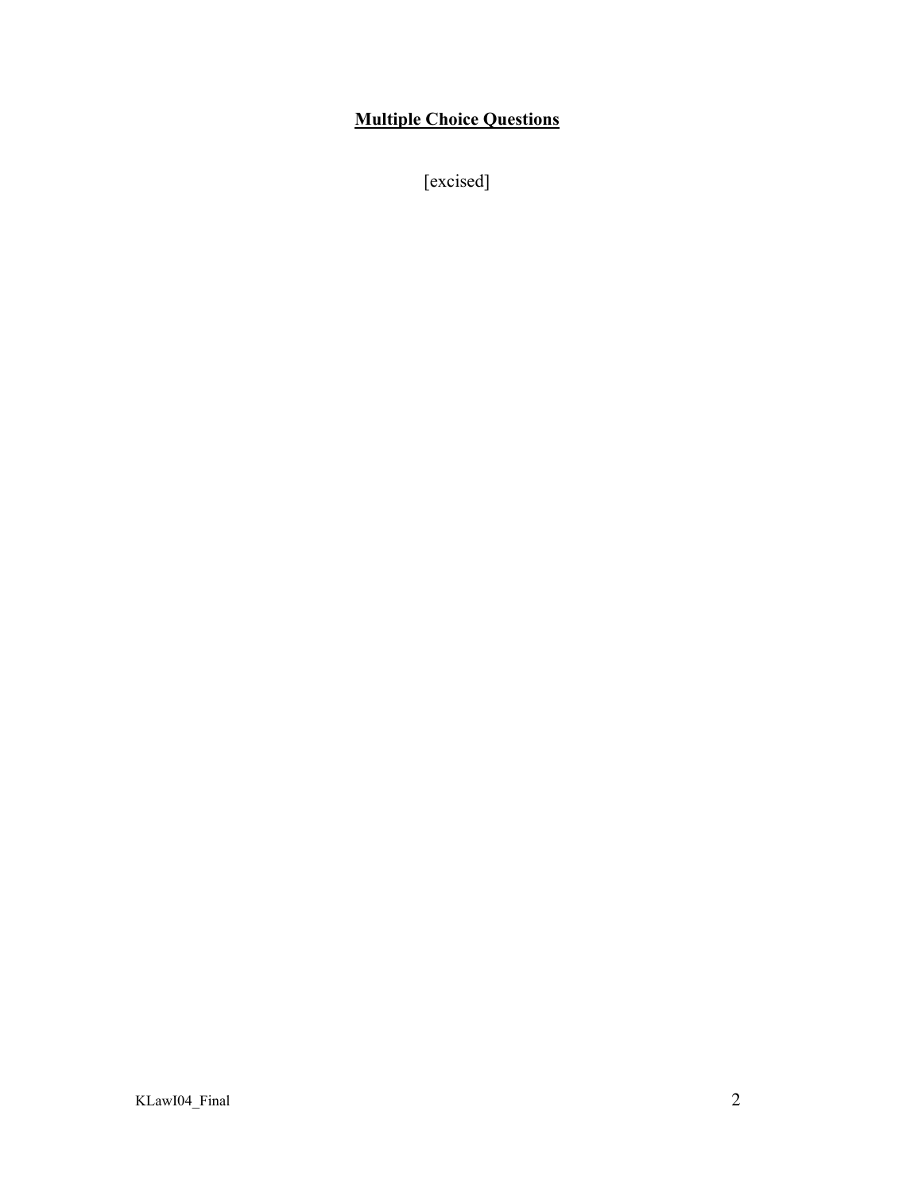## **Multiple Choice Questions**

[excised]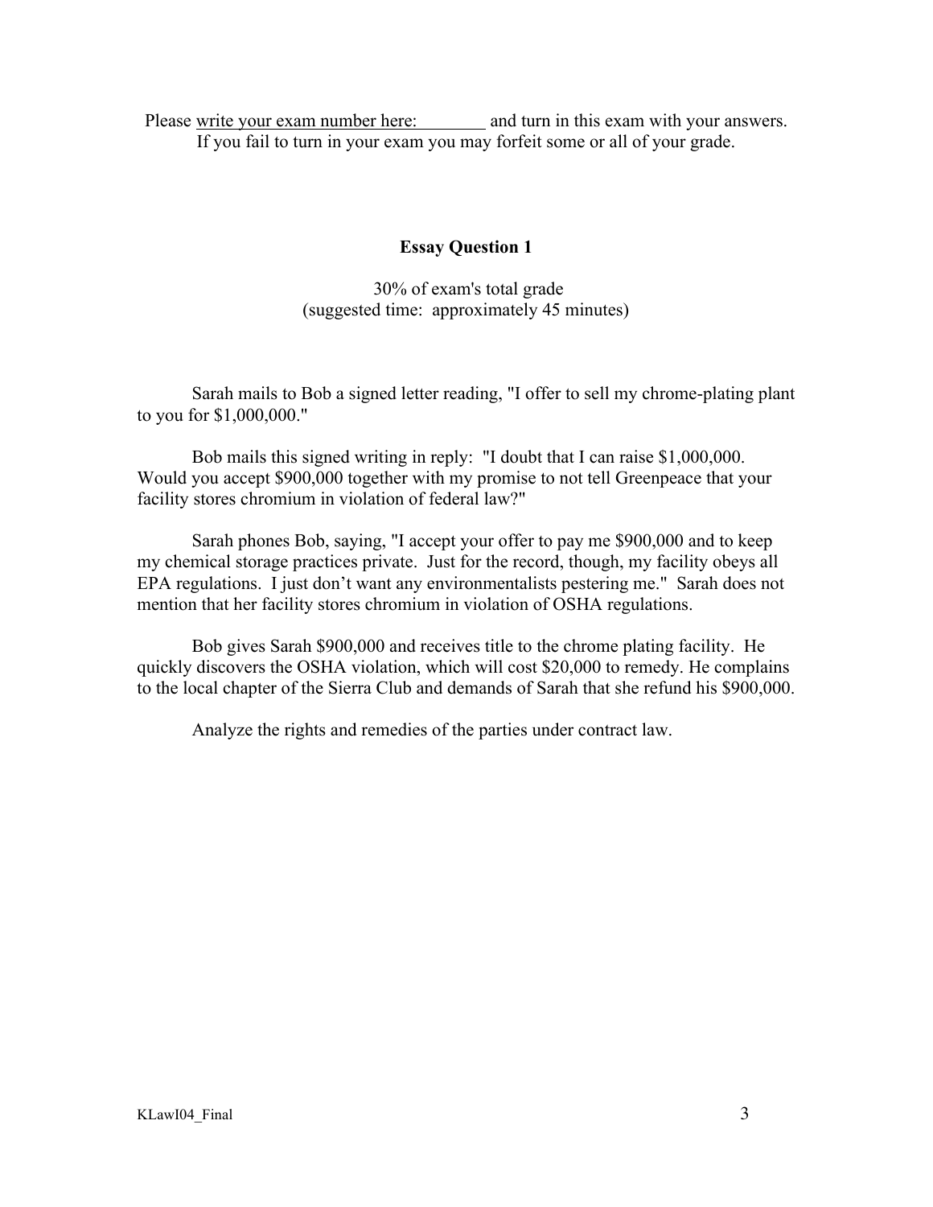Please write your exam number here: ________ and turn in this exam with your answers.
If you fail to turn in your exam you may forfeit some or all of your grade.

**Essay Question 1**

30% of exam's total grade
(suggested time: approximately 45 minutes)

Sarah mails to Bob a signed letter reading, "I offer to sell my chrome-plating plant to you for $1,000,000."

Bob mails this signed writing in reply: "I doubt that I can raise $1,000,000. Would you accept $900,000 together with my promise to not tell Greenpeace that your facility stores chromium in violation of federal law?"

Sarah phones Bob, saying, "I accept your offer to pay me $900,000 and to keep my chemical storage practices private. Just for the record, though, my facility obeys all EPA regulations. I just don't want any environmentalists pestering me." Sarah does not mention that her facility stores chromium in violation of OSHA regulations.

Bob gives Sarah $900,000 and receives title to the chrome plating facility. He quickly discovers the OSHA violation, which will cost $20,000 to remedy. He complains to the local chapter of the Sierra Club and demands of Sarah that she refund his $900,000.

Analyze the rights and remedies of the parties under contract law.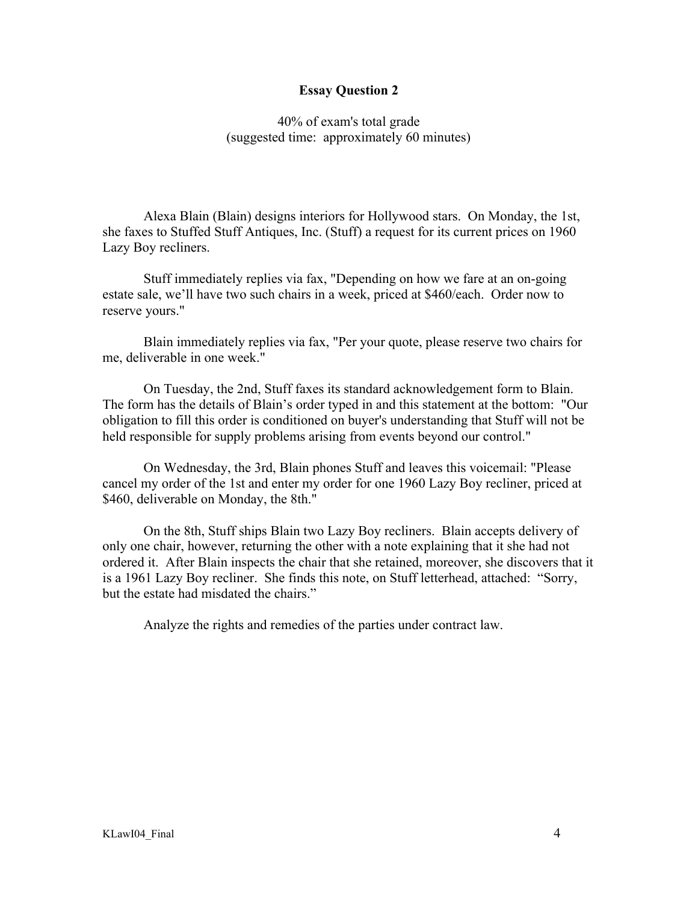**Essay Question 2**

40% of exam's total grade
(suggested time: approximately 60 minutes)

Alexa Blain (Blain) designs interiors for Hollywood stars. On Monday, the 1st, she faxes to Stuffed Stuff Antiques, Inc. (Stuff) a request for its current prices on 1960 Lazy Boy recliners.

Stuff immediately replies via fax, "Depending on how we fare at an on-going estate sale, we'll have two such chairs in a week, priced at $460/each. Order now to reserve yours."

Blain immediately replies via fax, "Per your quote, please reserve two chairs for me, deliverable in one week."

On Tuesday, the 2nd, Stuff faxes its standard acknowledgement form to Blain. The form has the details of Blain's order typed in and this statement at the bottom: "Our obligation to fill this order is conditioned on buyer's understanding that Stuff will not be held responsible for supply problems arising from events beyond our control."

On Wednesday, the 3rd, Blain phones Stuff and leaves this voicemail: "Please cancel my order of the 1st and enter my order for one 1960 Lazy Boy recliner, priced at $460, deliverable on Monday, the 8th."

On the 8th, Stuff ships Blain two Lazy Boy recliners. Blain accepts delivery of only one chair, however, returning the other with a note explaining that it she had not ordered it. After Blain inspects the chair that she retained, moreover, she discovers that it is a 1961 Lazy Boy recliner. She finds this note, on Stuff letterhead, attached: "Sorry, but the estate had misdated the chairs."

Analyze the rights and remedies of the parties under contract law.